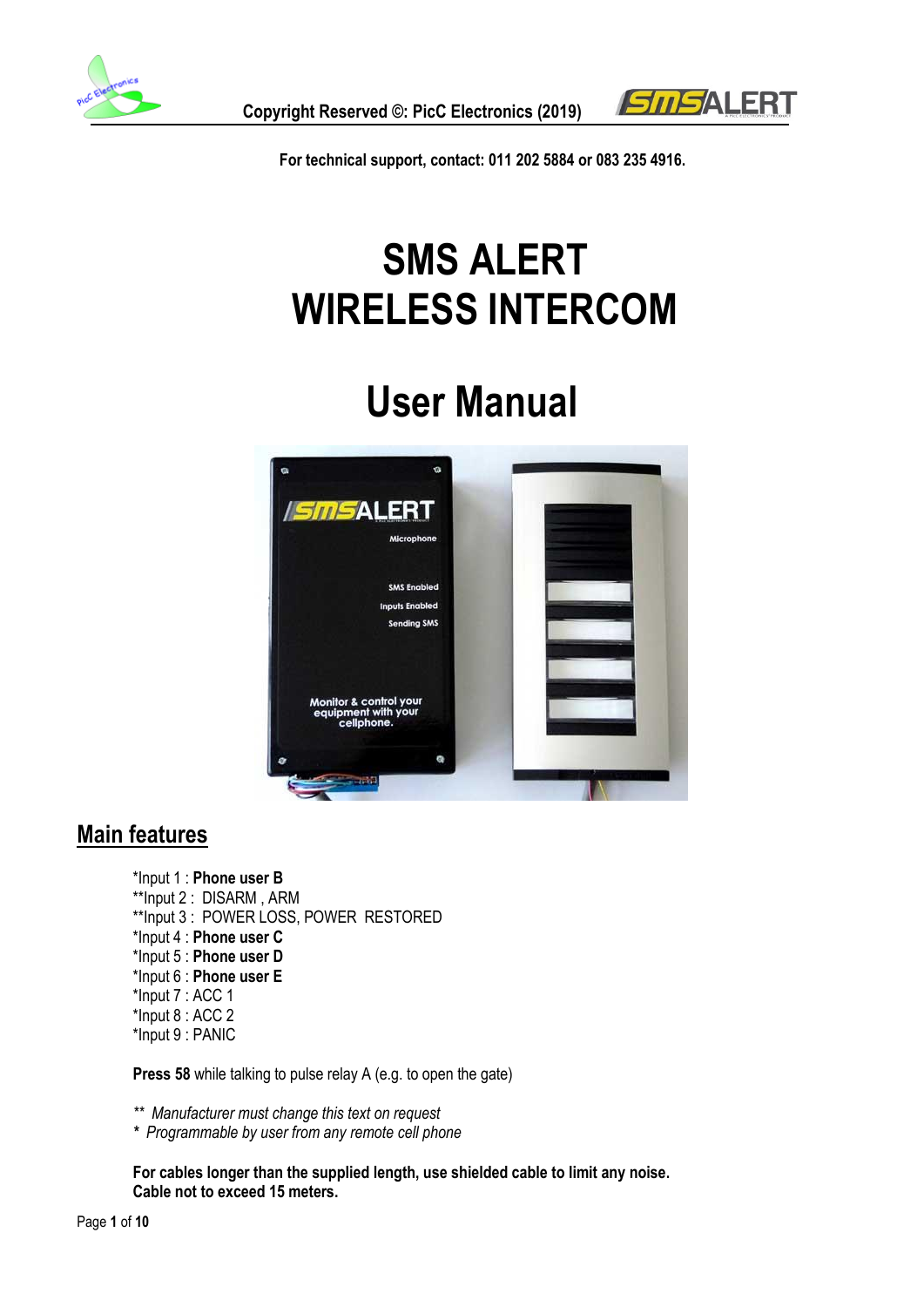Copyright Reserved ©: PicC Electronics (2019)

For technical support, contact: 011 202 5884 or 083 235 4916.

# SMS ALERT
# WIRELESS INTERCOM

# User Manual

## Main features

*Input 1 : **Phone user B**
**Input 2 : DISARM , ARM
**Input 3 : POWER LOSS, POWER RESTORED
*Input 4 : **Phone user C**
*Input 5 : **Phone user D**
*Input 6 : **Phone user E**
*Input 7 : ACC 1
*Input 8 : ACC 2
*Input 9 : PANIC

**Press 58** while talking to pulse relay A (e.g. to open the gate)

*** Manufacturer must change this text on request*
** Programmable by user from any remote cell phone*

**For cables longer than the supplied length, use shielded cable to limit any noise.**
**Cable not to exceed 15 meters.**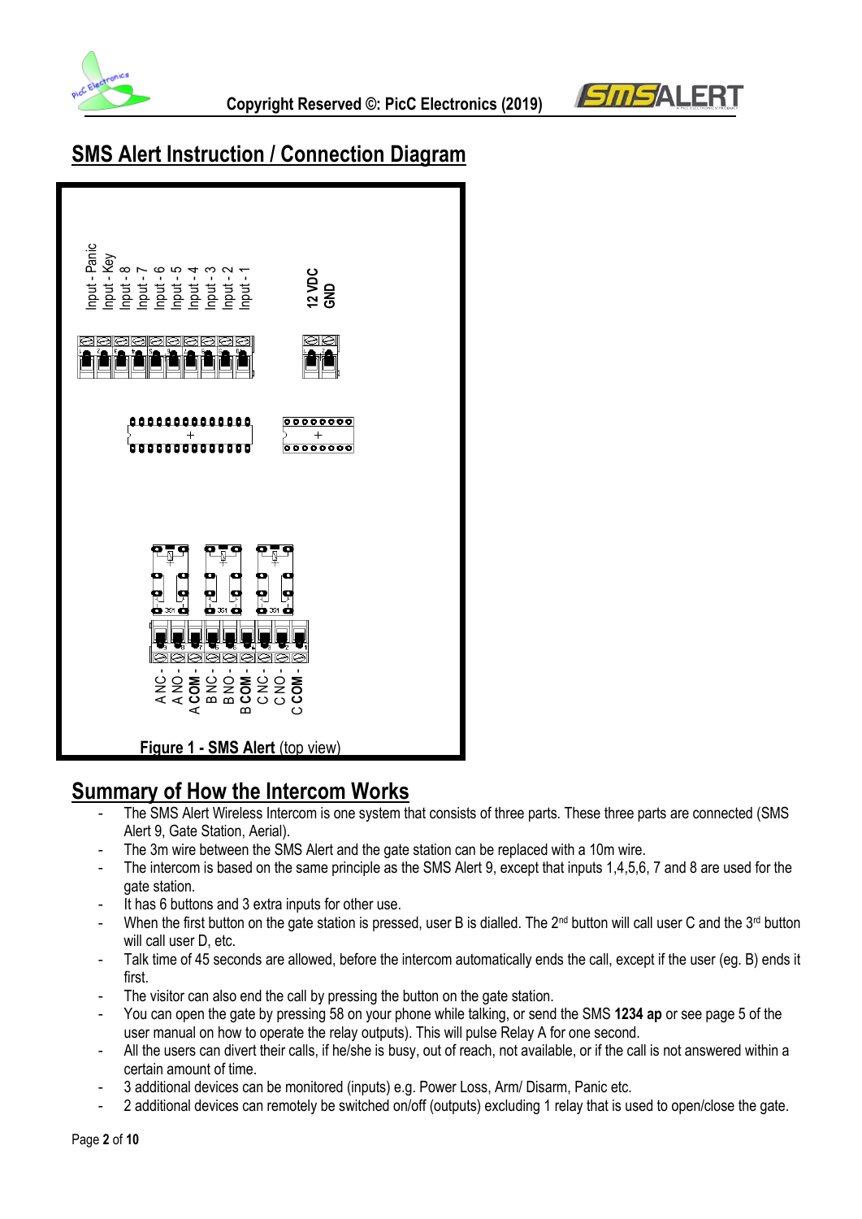## SMS Alert Instruction / Connection Diagram

Input - Panic
Input - Key
Input - 8
Input - 7
Input - 6
Input - 5
Input - 4
Input - 3
Input - 2
Input - 1

**12 VDC**
**GND**

A NC -
A NO -
A **COM** -
B NC -
B NO -
B **COM** -
C NC -
C NO -
C **COM**

**Figure 1 - SMS Alert** (top view)

## Summary of How the Intercom Works

- The SMS Alert Wireless Intercom is one system that consists of three parts. These three parts are connected (SMS Alert 9, Gate Station, Aerial).
- The 3m wire between the SMS Alert and the gate station can be replaced with a 10m wire.
- The intercom is based on the same principle as the SMS Alert 9, except that inputs 1,4,5,6, 7 and 8 are used for the gate station.
- It has 6 buttons and 3 extra inputs for other use.
- When the first button on the gate station is pressed, user B is dialled. The 2nd button will call user C and the 3rd button will call user D, etc.
- Talk time of 45 seconds are allowed, before the intercom automatically ends the call, except if the user (eg. B) ends it first.
- The visitor can also end the call by pressing the button on the gate station.
- You can open the gate by pressing 58 on your phone while talking, or send the SMS **1234 ap** or see page 5 of the user manual on how to operate the relay outputs). This will pulse Relay A for one second.
- All the users can divert their calls, if he/she is busy, out of reach, not available, or if the call is not answered within a certain amount of time.
- 3 additional devices can be monitored (inputs) e.g. Power Loss, Arm/ Disarm, Panic etc.
- 2 additional devices can remotely be switched on/off (outputs) excluding 1 relay that is used to open/close the gate.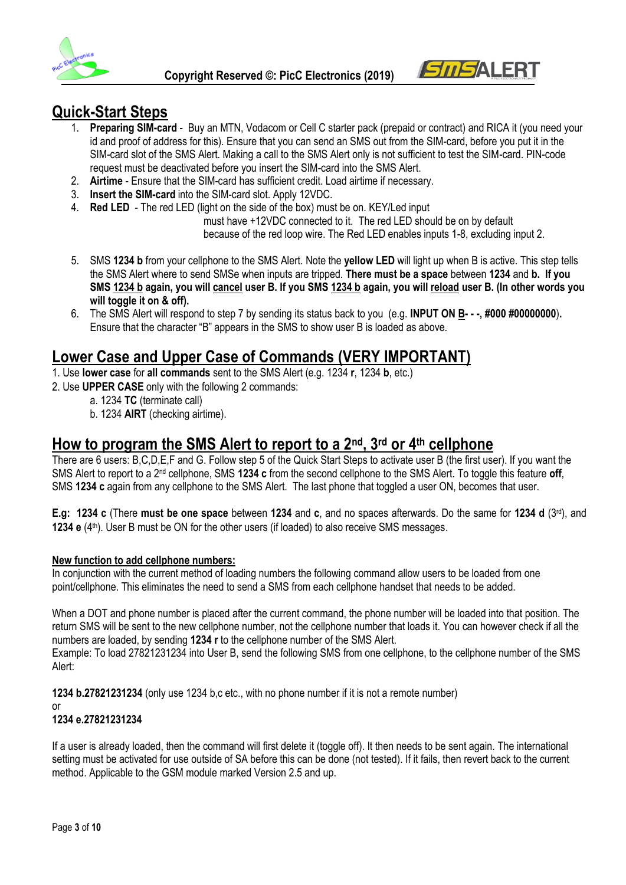## Quick-Start Steps

1. **Preparing SIM-card** - Buy an MTN, Vodacom or Cell C starter pack (prepaid or contract) and RICA it (you need your id and proof of address for this). Ensure that you can send an SMS out from the SIM-card, before you put it in the SIM-card slot of the SMS Alert. Making a call to the SMS Alert only is not sufficient to test the SIM-card. PIN-code request must be deactivated before you insert the SIM-card into the SMS Alert.
2. **Airtime** - Ensure that the SIM-card has sufficient credit. Load airtime if necessary.
3. **Insert the SIM-card** into the SIM-card slot. Apply 12VDC.
4. **Red LED** - The red LED (light on the side of the box) must be on. KEY/Led input must have +12VDC connected to it. The red LED should be on by default because of the red loop wire. The Red LED enables inputs 1-8, excluding input 2.
5. SMS **1234 b** from your cellphone to the SMS Alert. Note the **yellow LED** will light up when B is active. This step tells the SMS Alert where to send SMSe when inputs are tripped. **There must be a space** between **1234** and **b. If you SMS 1234 b again, you will cancel user B. If you SMS 1234 b again, you will reload user B. (In other words you will toggle it on & off).**
6. The SMS Alert will respond to step 7 by sending its status back to you (e.g. **INPUT ON B- - -, #000 #00000000**). Ensure that the character "B" appears in the SMS to show user B is loaded as above.

## Lower Case and Upper Case of Commands (VERY IMPORTANT)

1. Use **lower case** for **all commands** sent to the SMS Alert (e.g. 1234 **r**, 1234 **b**, etc.)
2. Use **UPPER CASE** only with the following 2 commands:
   a. 1234 **TC** (terminate call)
   b. 1234 **AIRT** (checking airtime).

## How to program the SMS Alert to report to a 2nd, 3rd or 4th cellphone

There are 6 users: B,C,D,E,F and G. Follow step 5 of the Quick Start Steps to activate user B (the first user). If you want the SMS Alert to report to a 2nd cellphone, SMS **1234 c** from the second cellphone to the SMS Alert. To toggle this feature **off**, SMS **1234 c** again from any cellphone to the SMS Alert. The last phone that toggled a user ON, becomes that user.

**E.g: 1234 c** (There **must be one space** between **1234** and **c**, and no spaces afterwards. Do the same for **1234 d** (3rd), and **1234 e** (4th). User B must be ON for the other users (if loaded) to also receive SMS messages.

**New function to add cellphone numbers:**

In conjunction with the current method of loading numbers the following command allow users to be loaded from one point/cellphone. This eliminates the need to send a SMS from each cellphone handset that needs to be added.

When a DOT and phone number is placed after the current command, the phone number will be loaded into that position. The return SMS will be sent to the new cellphone number, not the cellphone number that loads it. You can however check if all the numbers are loaded, by sending **1234 r** to the cellphone number of the SMS Alert.

Example: To load 27821231234 into User B, send the following SMS from one cellphone, to the cellphone number of the SMS Alert:

**1234 b.27821231234** (only use 1234 b,c etc., with no phone number if it is not a remote number)
or
**1234 e.27821231234**

If a user is already loaded, then the command will first delete it (toggle off). It then needs to be sent again. The international setting must be activated for use outside of SA before this can be done (not tested). If it fails, then revert back to the current method. Applicable to the GSM module marked Version 2.5 and up.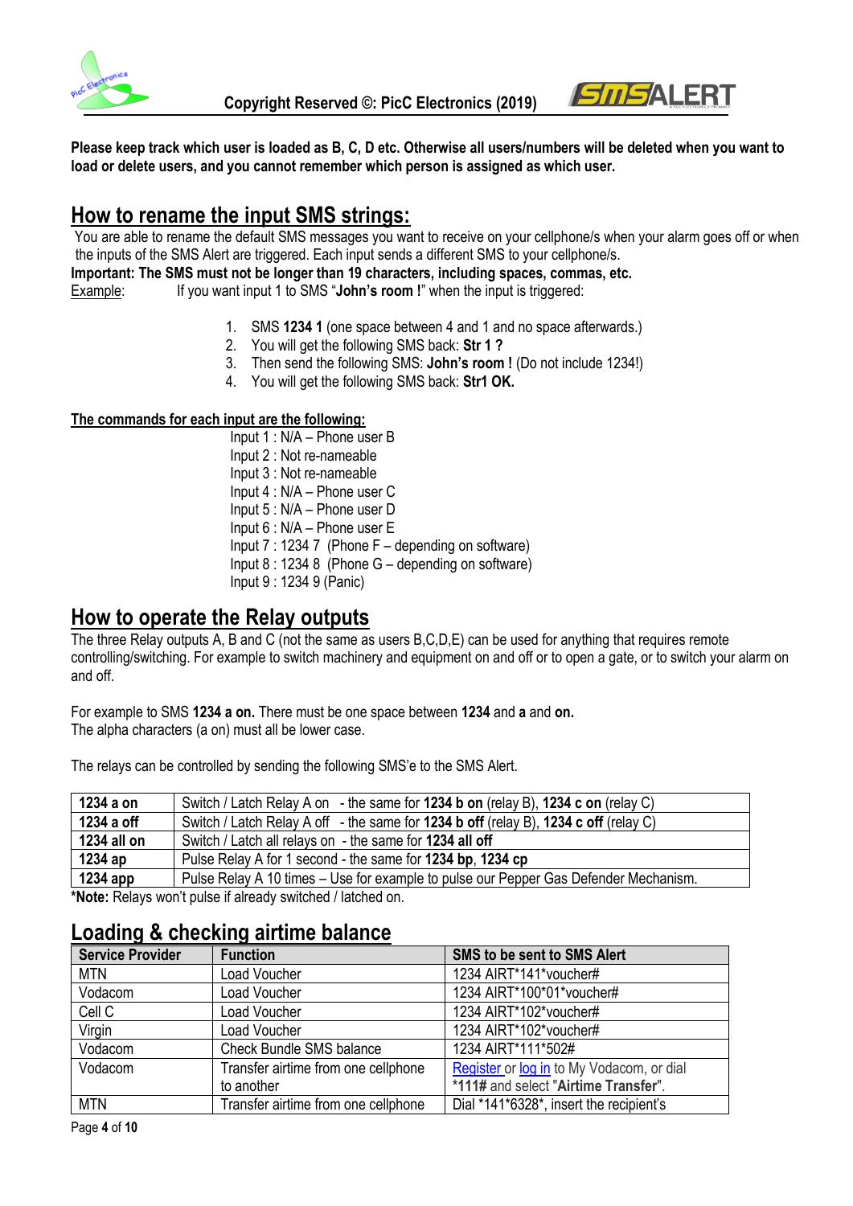**Please keep track which user is loaded as B, C, D etc. Otherwise all users/numbers will be deleted when you want to load or delete users, and you cannot remember which person is assigned as which user.**

## How to rename the input SMS strings:

You are able to rename the default SMS messages you want to receive on your cellphone/s when your alarm goes off or when the inputs of the SMS Alert are triggered. Each input sends a different SMS to your cellphone/s.

**Important: The SMS must not be longer than 19 characters, including spaces, commas, etc.**

Example: If you want input 1 to SMS "**John's room !**" when the input is triggered:

1. SMS **1234 1** (one space between 4 and 1 and no space afterwards.)
2. You will get the following SMS back: **Str 1 ?**
3. Then send the following SMS: **John's room !** (Do not include 1234!)
4. You will get the following SMS back: **Str1 OK.**

**The commands for each input are the following:**

Input 1 : N/A – Phone user B
Input 2 : Not re-nameable
Input 3 : Not re-nameable
Input 4 : N/A – Phone user C
Input 5 : N/A – Phone user D
Input 6 : N/A – Phone user E
Input 7 : 1234 7 (Phone F – depending on software)
Input 8 : 1234 8 (Phone G – depending on software)
Input 9 : 1234 9 (Panic)

## How to operate the Relay outputs

The three Relay outputs A, B and C (not the same as users B,C,D,E) can be used for anything that requires remote controlling/switching. For example to switch machinery and equipment on and off or to open a gate, or to switch your alarm on and off.

For example to SMS **1234 a on.** There must be one space between **1234** and **a** and **on.**
The alpha characters (a on) must all be lower case.

The relays can be controlled by sending the following SMS'e to the SMS Alert.

| | |
|---|---|
| **1234 a on** | Switch / Latch Relay A on - the same for **1234 b on** (relay B), **1234 c on** (relay C) |
| **1234 a off** | Switch / Latch Relay A off - the same for **1234 b off** (relay B), **1234 c off** (relay C) |
| **1234 all on** | Switch / Latch all relays on - the same for **1234 all off** |
| **1234 ap** | Pulse Relay A for 1 second - the same for **1234 bp**, **1234 cp** |
| **1234 app** | Pulse Relay A 10 times – Use for example to pulse our Pepper Gas Defender Mechanism. |

***Note:** Relays won't pulse if already switched / latched on.

## Loading & checking airtime balance

| Service Provider | Function | SMS to be sent to SMS Alert |
|---|---|---|
| MTN | Load Voucher | 1234 AIRT*141*voucher# |
| Vodacom | Load Voucher | 1234 AIRT*100*01*voucher# |
| Cell C | Load Voucher | 1234 AIRT*102*voucher# |
| Virgin | Load Voucher | 1234 AIRT*102*voucher# |
| Vodacom | Check Bundle SMS balance | 1234 AIRT*111*502# |
| Vodacom | Transfer airtime from one cellphone to another | Register or log in to My Vodacom, or dial ***111#** and select "**Airtime Transfer**". |
| MTN | Transfer airtime from one cellphone | Dial *141*6328*, insert the recipient's |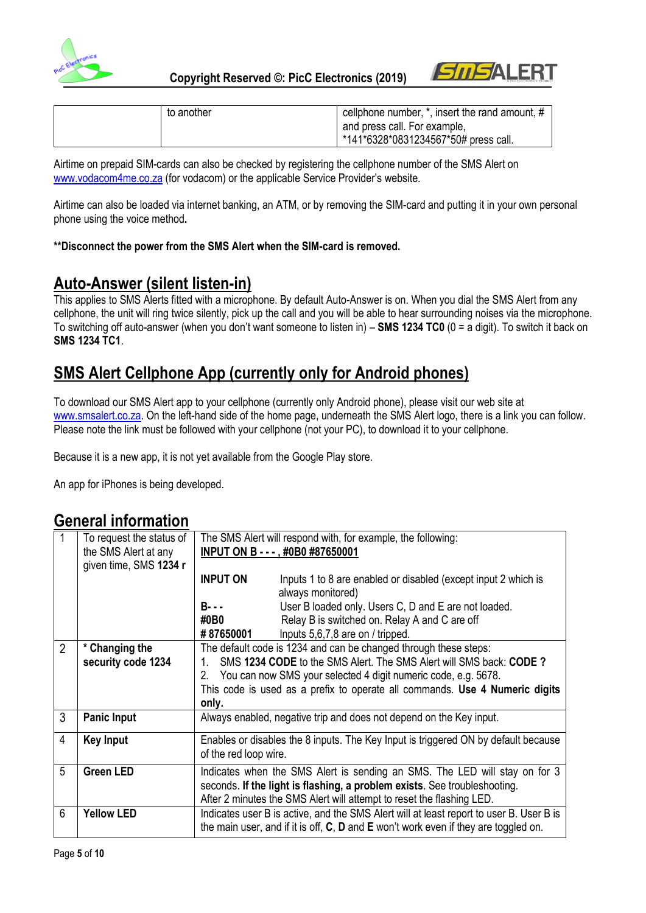| | to another | cellphone number, *, insert the rand amount, # and press call. For example, *141*6328*0831234567*50# press call. |
|---|---|---|

Airtime on prepaid SIM-cards can also be checked by registering the cellphone number of the SMS Alert on www.vodacom4me.co.za (for vodacom) or the applicable Service Provider's website.

Airtime can also be loaded via internet banking, an ATM, or by removing the SIM-card and putting it in your own personal phone using the voice method**.**

**Disconnect the power from the SMS Alert when the SIM-card is removed.**

## Auto-Answer (silent listen-in)

This applies to SMS Alerts fitted with a microphone. By default Auto-Answer is on. When you dial the SMS Alert from any cellphone, the unit will ring twice silently, pick up the call and you will be able to hear surrounding noises via the microphone. To switching off auto-answer (when you don't want someone to listen in) – **SMS 1234 TC0** (0 = a digit). To switch it back on **SMS 1234 TC1**.

## SMS Alert Cellphone App (currently only for Android phones)

To download our SMS Alert app to your cellphone (currently only Android phone), please visit our web site at www.smsalert.co.za. On the left-hand side of the home page, underneath the SMS Alert logo, there is a link you can follow. Please note the link must be followed with your cellphone (not your PC), to download it to your cellphone.

Because it is a new app, it is not yet available from the Google Play store.

An app for iPhones is being developed.

## General information

| | | |
|---|---|---|
| 1 | To request the status of the SMS Alert at any given time, SMS **1234 r** | The SMS Alert will respond with, for example, the following:<br>**INPUT ON B - - - , #0B0 #87650001**<br><br>**INPUT ON** Inputs 1 to 8 are enabled or disabled (except input 2 which is always monitored)<br>**B- - -** User B loaded only. Users C, D and E are not loaded.<br>**#0B0** Relay B is switched on. Relay A and C are off<br>**# 87650001** Inputs 5,6,7,8 are on / tripped. |
| 2 | **\* Changing the security code 1234** | The default code is 1234 and can be changed through these steps:<br>1. SMS **1234 CODE** to the SMS Alert. The SMS Alert will SMS back: **CODE ?**<br>2. You can now SMS your selected 4 digit numeric code, e.g. 5678.<br>This code is used as a prefix to operate all commands. **Use 4 Numeric digits only.** |
| 3 | **Panic Input** | Always enabled, negative trip and does not depend on the Key input. |
| 4 | **Key Input** | Enables or disables the 8 inputs. The Key Input is triggered ON by default because of the red loop wire. |
| 5 | **Green LED** | Indicates when the SMS Alert is sending an SMS. The LED will stay on for 3 seconds. **If the light is flashing, a problem exists**. See troubleshooting.<br>After 2 minutes the SMS Alert will attempt to reset the flashing LED. |
| 6 | **Yellow LED** | Indicates user B is active, and the SMS Alert will at least report to user B. User B is the main user, and if it is off, **C**, **D** and **E** won't work even if they are toggled on. |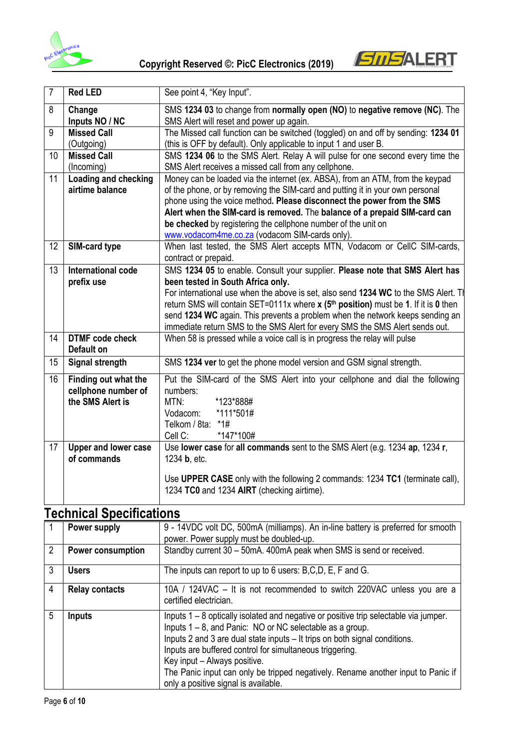| 7 | **Red LED** | See point 4, "Key Input". |
|---|---|---|
| 8 | **Change Inputs NO / NC** | SMS **1234 03** to change from **normally open (NO)** to **negative remove (NC)**. The SMS Alert will reset and power up again. |
| 9 | **Missed Call** (Outgoing) | The Missed call function can be switched (toggled) on and off by sending: **1234 01** (this is OFF by default). Only applicable to input 1 and user B. |
| 10 | **Missed Call** (Incoming) | SMS **1234 06** to the SMS Alert. Relay A will pulse for one second every time the SMS Alert receives a missed call from any cellphone. |
| 11 | **Loading and checking airtime balance** | Money can be loaded via the internet (ex. ABSA), from an ATM, from the keypad of the phone, or by removing the SIM-card and putting it in your own personal phone using the voice method**. Please disconnect the power from the SMS Alert when the SIM-card is removed.** The **balance of a prepaid SIM-card can be checked** by registering the cellphone number of the unit on www.vodacom4me.co.za (vodacom SIM-cards only). |
| 12 | **SIM-card type** | When last tested, the SMS Alert accepts MTN, Vodacom or CellC SIM-cards, contract or prepaid. |
| 13 | **International code prefix use** | SMS **1234 05** to enable. Consult your supplier. **Please note that SMS Alert has been tested in South Africa only.** For international use when the above is set, also send **1234 WC** to the SMS Alert. Th return SMS will contain SET=0111x where **x (5th position)** must be **1**. If it is **0** then send **1234 WC** again. This prevents a problem when the network keeps sending an immediate return SMS to the SMS Alert for every SMS the SMS Alert sends out. |
| 14 | **DTMF code check Default on** | When 58 is pressed while a voice call is in progress the relay will pulse |
| 15 | **Signal strength** | SMS **1234 ver** to get the phone model version and GSM signal strength. |
| 16 | **Finding out what the cellphone number of the SMS Alert is** | Put the SIM-card of the SMS Alert into your cellphone and dial the following numbers:<br>MTN: *123*888#<br>Vodacom: *111*501#<br>Telkom / 8ta: *1#<br>Cell C: *147*100# |
| 17 | **Upper and lower case of commands** | Use **lower case** for **all commands** sent to the SMS Alert (e.g. 1234 **ap**, 1234 **r**, 1234 **b**, etc.<br><br>Use **UPPER CASE** only with the following 2 commands: 1234 **TC1** (terminate call), 1234 **TC0** and 1234 **AIRT** (checking airtime). |

## Technical Specifications

| 1 | **Power supply** | 9 - 14VDC volt DC, 500mA (milliamps). An in-line battery is preferred for smooth power. Power supply must be doubled-up. |
|---|---|---|
| 2 | **Power consumption** | Standby current 30 – 50mA. 400mA peak when SMS is send or received. |
| 3 | **Users** | The inputs can report to up to 6 users: B,C,D, E, F and G. |
| 4 | **Relay contacts** | 10A / 124VAC – It is not recommended to switch 220VAC unless you are a certified electrician. |
| 5 | **Inputs** | Inputs 1 – 8 optically isolated and negative or positive trip selectable via jumper.<br>Inputs 1 – 8, and Panic: NO or NC selectable as a group.<br>Inputs 2 and 3 are dual state inputs – It trips on both signal conditions.<br>Inputs are buffered control for simultaneous triggering.<br>Key input – Always positive.<br>The Panic input can only be tripped negatively. Rename another input to Panic if only a positive signal is available. |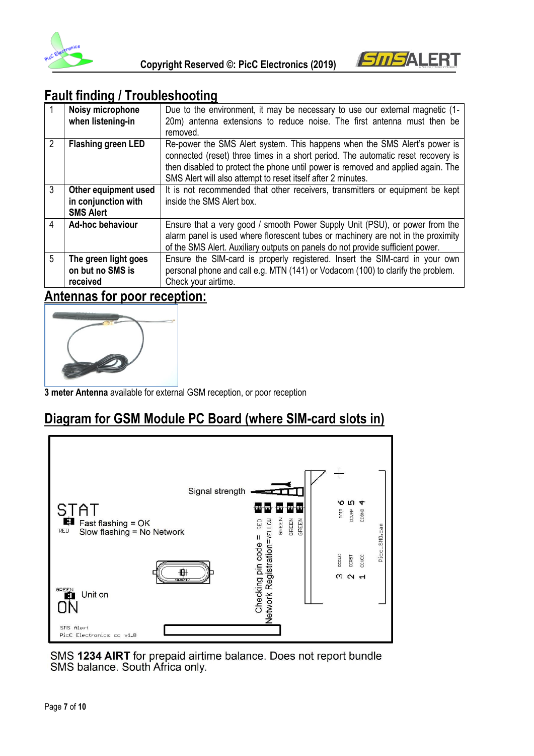## Fault finding / Troubleshooting

| | | |
|---|---|---|
| 1 | **Noisy microphone when listening-in** | Due to the environment, it may be necessary to use our external magnetic (1-20m) antenna extensions to reduce noise. The first antenna must then be removed. |
| 2 | **Flashing green LED** | Re-power the SMS Alert system. This happens when the SMS Alert's power is connected (reset) three times in a short period. The automatic reset recovery is then disabled to protect the phone until power is removed and applied again. The SMS Alert will also attempt to reset itself after 2 minutes. |
| 3 | **Other equipment used in conjunction with SMS Alert** | It is not recommended that other receivers, transmitters or equipment be kept inside the SMS Alert box. |
| 4 | **Ad-hoc behaviour** | Ensure that a very good / smooth Power Supply Unit (PSU), or power from the alarm panel is used where florescent tubes or machinery are not in the proximity of the SMS Alert. Auxiliary outputs on panels do not provide sufficient power. |
| 5 | **The green light goes on but no SMS is received** | Ensure the SIM-card is properly registered. Insert the SIM-card in your own personal phone and call e.g. MTN (141) or Vodacom (100) to clarify the problem. Check your airtime. |

## Antennas for poor reception:

**3 meter Antenna** available for external GSM reception, or poor reception

## Diagram for GSM Module PC Board (where SIM-card slots in)

STAT
RED
Fast flashing = OK
Slow flashing = No Network

Signal strength

RED YELLOW GREEN GREEN GREEN

Checking pin code = RED
Network Registration=YELLOW

GREEN
Unit on
ON

SMS Alert
PicC Electronics cc v1.8

SMS **1234 AIRT** for prepaid airtime balance. Does not report bundle SMS balance. South Africa only.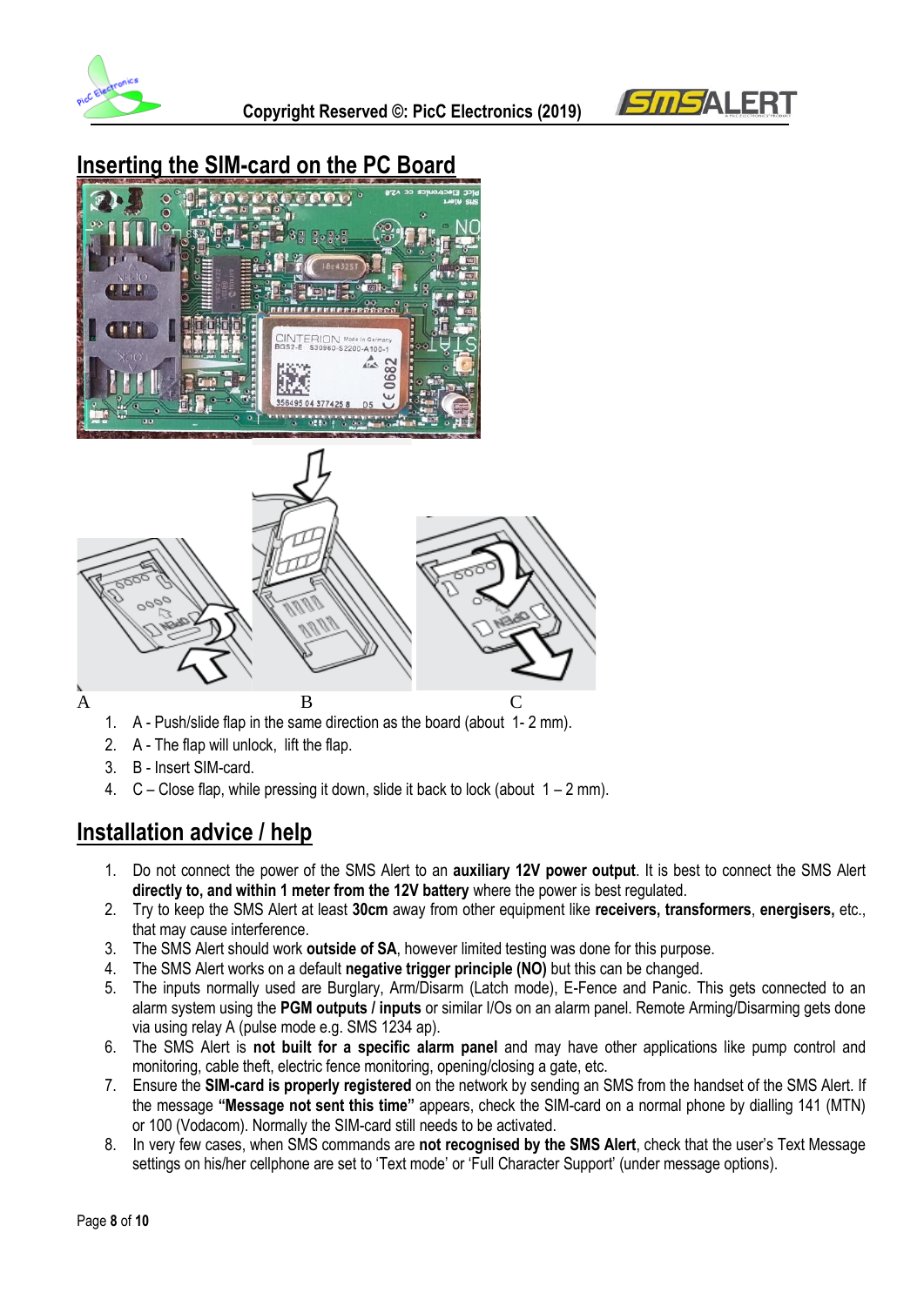## Inserting the SIM-card on the PC Board

A B C

1. A - Push/slide flap in the same direction as the board (about 1- 2 mm).
2. A - The flap will unlock, lift the flap.
3. B - Insert SIM-card.
4. C – Close flap, while pressing it down, slide it back to lock (about 1 – 2 mm).

## Installation advice / help

1. Do not connect the power of the SMS Alert to an **auxiliary 12V power output**. It is best to connect the SMS Alert **directly to, and within 1 meter from the 12V battery** where the power is best regulated.
2. Try to keep the SMS Alert at least **30cm** away from other equipment like **receivers, transformers**, **energisers,** etc., that may cause interference.
3. The SMS Alert should work **outside of SA**, however limited testing was done for this purpose.
4. The SMS Alert works on a default **negative trigger principle (NO)** but this can be changed.
5. The inputs normally used are Burglary, Arm/Disarm (Latch mode), E-Fence and Panic. This gets connected to an alarm system using the **PGM outputs / inputs** or similar I/Os on an alarm panel. Remote Arming/Disarming gets done via using relay A (pulse mode e.g. SMS 1234 ap).
6. The SMS Alert is **not built for a specific alarm panel** and may have other applications like pump control and monitoring, cable theft, electric fence monitoring, opening/closing a gate, etc.
7. Ensure the **SIM-card is properly registered** on the network by sending an SMS from the handset of the SMS Alert. If the message **"Message not sent this time"** appears, check the SIM-card on a normal phone by dialling 141 (MTN) or 100 (Vodacom). Normally the SIM-card still needs to be activated.
8. In very few cases, when SMS commands are **not recognised by the SMS Alert**, check that the user's Text Message settings on his/her cellphone are set to 'Text mode' or 'Full Character Support' (under message options).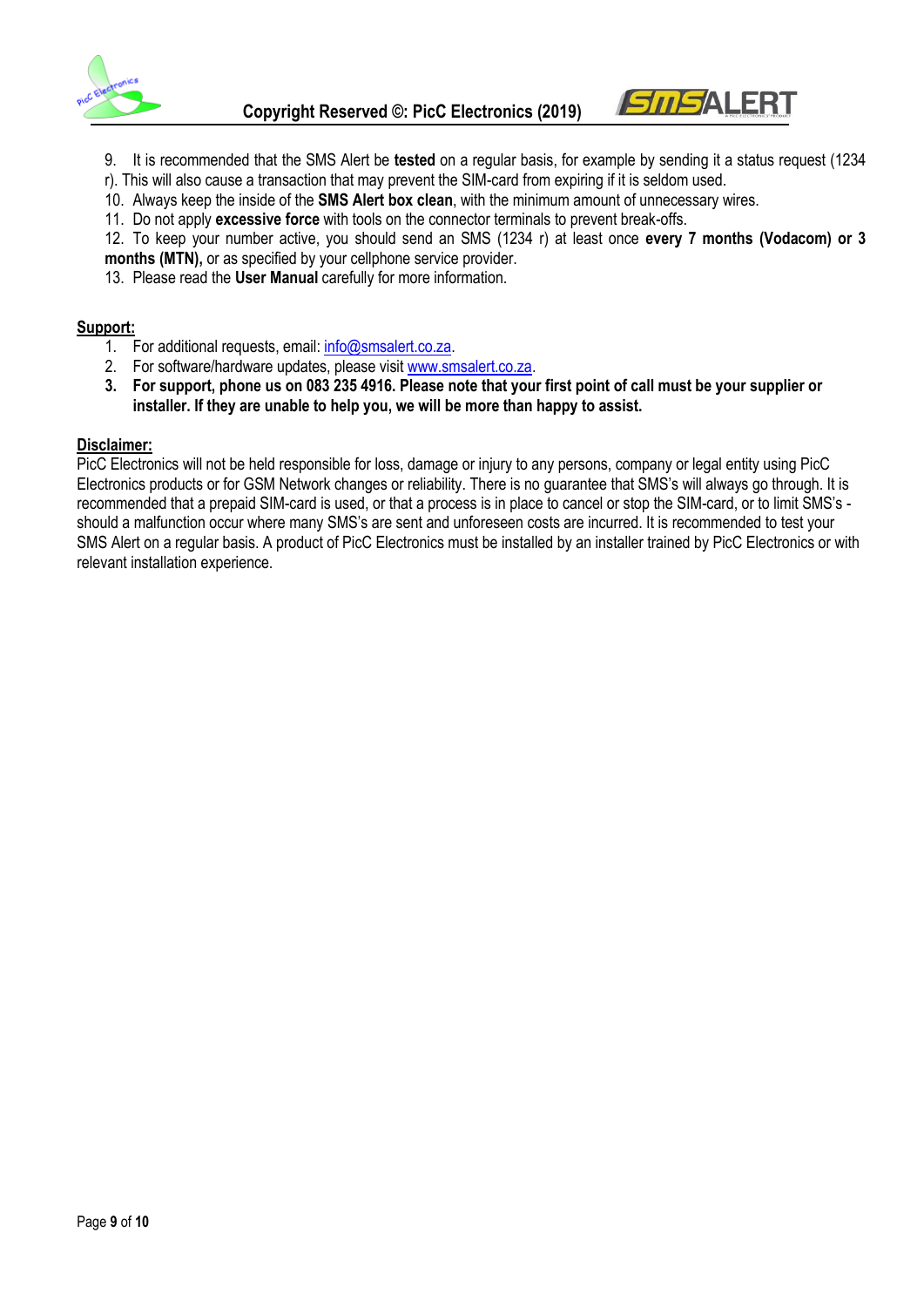9. It is recommended that the SMS Alert be **tested** on a regular basis, for example by sending it a status request (1234 r). This will also cause a transaction that may prevent the SIM-card from expiring if it is seldom used.
10. Always keep the inside of the **SMS Alert box clean**, with the minimum amount of unnecessary wires.
11. Do not apply **excessive force** with tools on the connector terminals to prevent break-offs.
12. To keep your number active, you should send an SMS (1234 r) at least once **every 7 months (Vodacom) or 3 months (MTN),** or as specified by your cellphone service provider.
13. Please read the **User Manual** carefully for more information.

**Support:**

1. For additional requests, email: info@smsalert.co.za.
2. For software/hardware updates, please visit www.smsalert.co.za.
3. **For support, phone us on 083 235 4916. Please note that your first point of call must be your supplier or installer. If they are unable to help you, we will be more than happy to assist.**

**Disclaimer:**

PicC Electronics will not be held responsible for loss, damage or injury to any persons, company or legal entity using PicC Electronics products or for GSM Network changes or reliability. There is no guarantee that SMS's will always go through. It is recommended that a prepaid SIM-card is used, or that a process is in place to cancel or stop the SIM-card, or to limit SMS's - should a malfunction occur where many SMS's are sent and unforeseen costs are incurred. It is recommended to test your SMS Alert on a regular basis. A product of PicC Electronics must be installed by an installer trained by PicC Electronics or with relevant installation experience.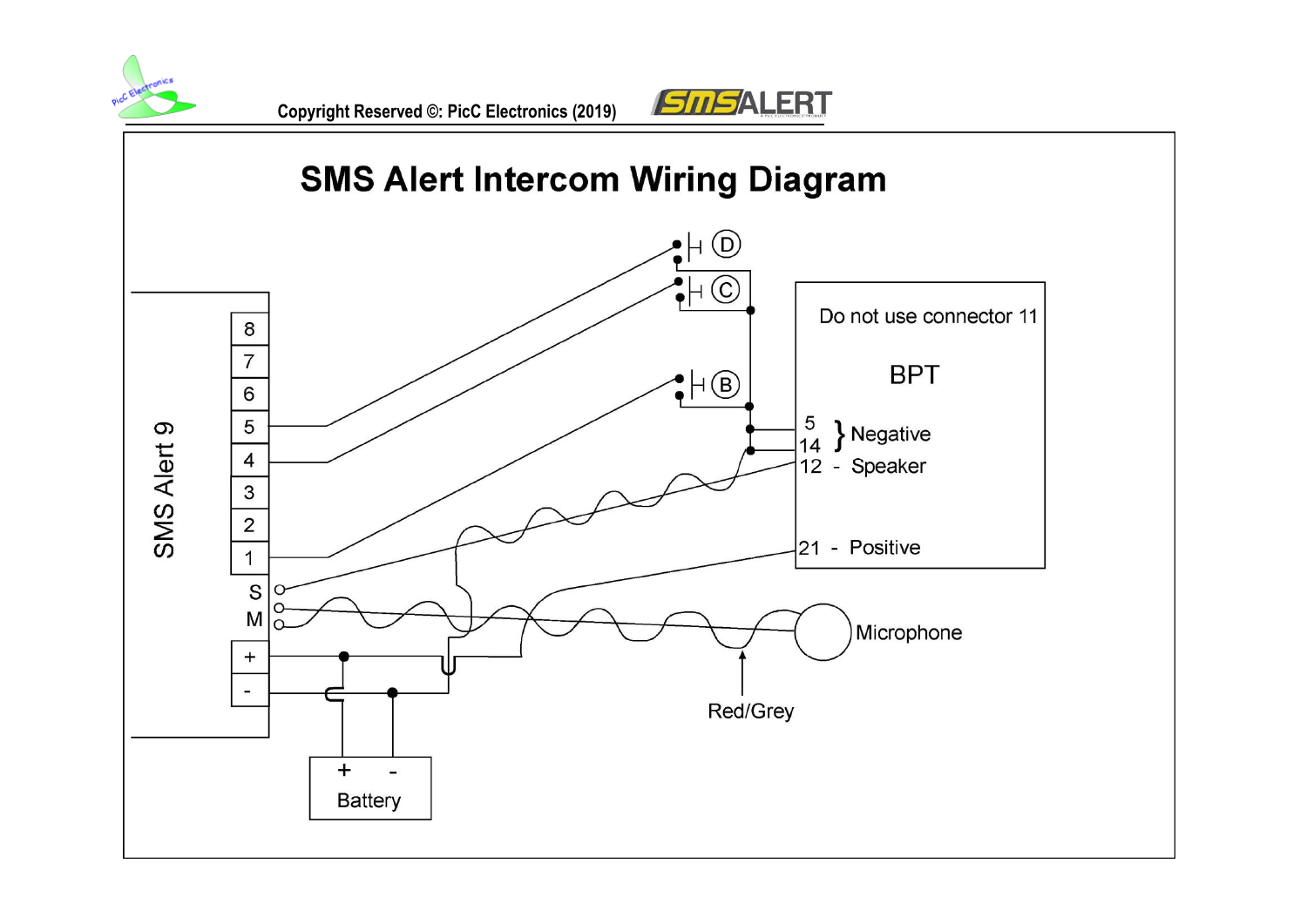Copyright Reserved ©: PicC Electronics (2019)

# SMS Alert Intercom Wiring Diagram

SMS Alert 9

8
7
6
5
4
3
2
1
S
M
+
-

D
C
B

Do not use connector 11

BPT

5
14 } Negative
12 - Speaker
21 - Positive

Microphone

Red/Grey

+ -
Battery